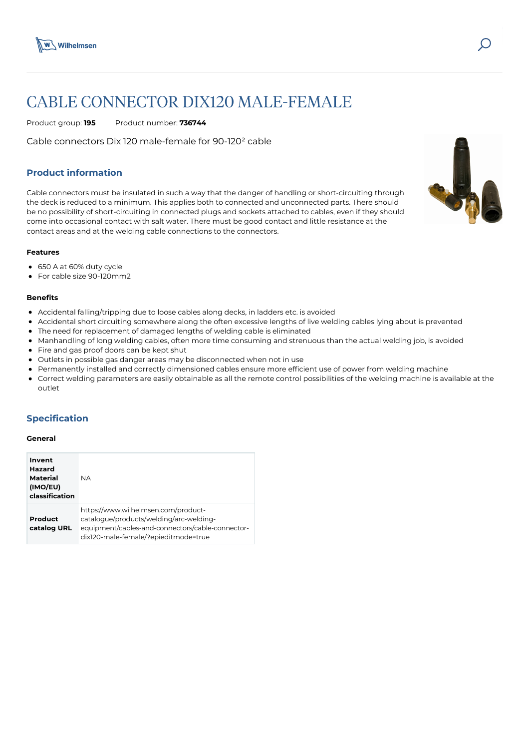# CABLE CONNECTOR DIX120 MALE-FEMALE

Product group: **195**     Product number: **736744**

Cable connectors Dix 120 male-female for 90-120² cable

## Product information

Cable connectors must be insulated in such a way that the danger of handling or short-circuiting through the deck is reduced to a minimum. This applies both to connected and unconnected parts. There should be no possibility of short-circuiting in connected plugs and sockets attached to cables, even if they should come into occasional contact with salt water. There must be good contact and little resistance at the contact areas and at the welding cable connections to the connectors.

#### Features

- 650 A at 60% duty cycle
- For cable size 90-120mm2

#### Benefits

- Accidental falling/tripping due to loose cables along decks, in ladders etc. is avoided
- Accidental short circuiting somewhere along the often excessive lengths of live welding cables lying about is prevented
- The need for replacement of damaged lengths of welding cable is eliminated
- Manhandling of long welding cables, often more time consuming and strenuous than the actual welding job, is avoided
- Fire and gas proof doors can be kept shut
- Outlets in possible gas danger areas may be disconnected when not in use
- Permanently installed and correctly dimensioned cables ensure more efficient use of power from welding machine
- Correct welding parameters are easily obtainable as all the remote control possibilities of the welding machine is available at the outlet

## Specification

#### General

| | |
|---|---|
| **Invent Hazard Material (IMO/EU) classification** | NA |
| **Product catalog URL** | https://www.wilhelmsen.com/product-catalogue/products/welding/arc-welding-equipment/cables-and-connectors/cable-connector-dix120-male-female/?epieditmode=true |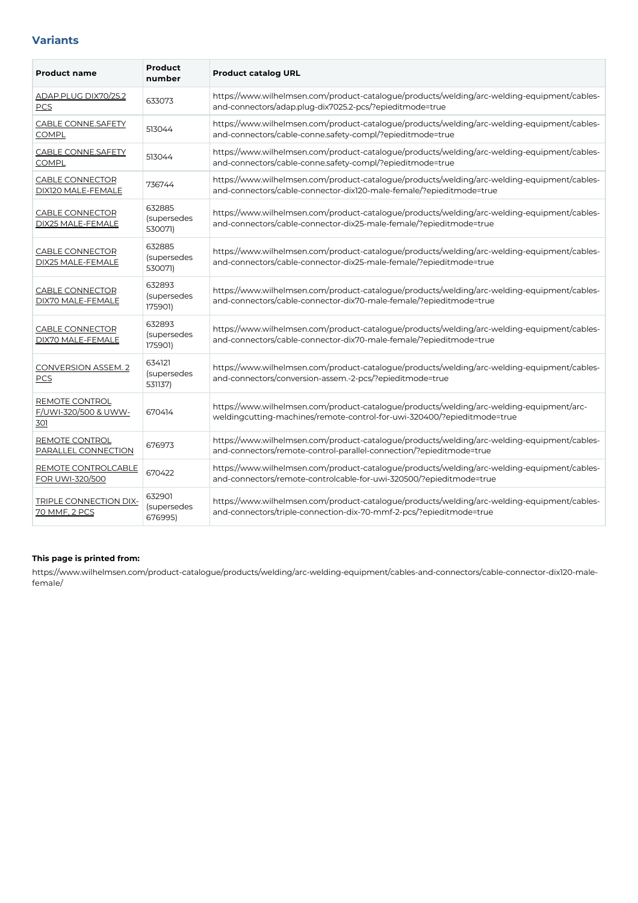## Variants

| Product name | Product number | Product catalog URL |
| --- | --- | --- |
| ADAP.PLUG DIX70/25.2 PCS | 633073 | https://www.wilhelmsen.com/product-catalogue/products/welding/arc-welding-equipment/cables-and-connectors/adap.plug-dix7025.2-pcs/?epieditmode=true |
| CABLE CONNE.SAFETY COMPL | 513044 | https://www.wilhelmsen.com/product-catalogue/products/welding/arc-welding-equipment/cables-and-connectors/cable-conne.safety-compl/?epieditmode=true |
| CABLE CONNE.SAFETY COMPL | 513044 | https://www.wilhelmsen.com/product-catalogue/products/welding/arc-welding-equipment/cables-and-connectors/cable-conne.safety-compl/?epieditmode=true |
| CABLE CONNECTOR DIX120 MALE-FEMALE | 736744 | https://www.wilhelmsen.com/product-catalogue/products/welding/arc-welding-equipment/cables-and-connectors/cable-connector-dix120-male-female/?epieditmode=true |
| CABLE CONNECTOR DIX25 MALE-FEMALE | 632885 (supersedes 530071) | https://www.wilhelmsen.com/product-catalogue/products/welding/arc-welding-equipment/cables-and-connectors/cable-connector-dix25-male-female/?epieditmode=true |
| CABLE CONNECTOR DIX25 MALE-FEMALE | 632885 (supersedes 530071) | https://www.wilhelmsen.com/product-catalogue/products/welding/arc-welding-equipment/cables-and-connectors/cable-connector-dix25-male-female/?epieditmode=true |
| CABLE CONNECTOR DIX70 MALE-FEMALE | 632893 (supersedes 175901) | https://www.wilhelmsen.com/product-catalogue/products/welding/arc-welding-equipment/cables-and-connectors/cable-connector-dix70-male-female/?epieditmode=true |
| CABLE CONNECTOR DIX70 MALE-FEMALE | 632893 (supersedes 175901) | https://www.wilhelmsen.com/product-catalogue/products/welding/arc-welding-equipment/cables-and-connectors/cable-connector-dix70-male-female/?epieditmode=true |
| CONVERSION ASSEM. 2 PCS | 634121 (supersedes 531137) | https://www.wilhelmsen.com/product-catalogue/products/welding/arc-welding-equipment/cables-and-connectors/conversion-assem.-2-pcs/?epieditmode=true |
| REMOTE CONTROL F/UWI-320/500 & UWW-301 | 670414 | https://www.wilhelmsen.com/product-catalogue/products/welding/arc-welding-equipment/arc-weldingcutting-machines/remote-control-for-uwi-320400/?epieditmode=true |
| REMOTE CONTROL PARALLEL CONNECTION | 676973 | https://www.wilhelmsen.com/product-catalogue/products/welding/arc-welding-equipment/cables-and-connectors/remote-control-parallel-connection/?epieditmode=true |
| REMOTE CONTROLCABLE FOR UWI-320/500 | 670422 | https://www.wilhelmsen.com/product-catalogue/products/welding/arc-welding-equipment/cables-and-connectors/remote-controlcable-for-uwi-320500/?epieditmode=true |
| TRIPLE CONNECTION DIX-70 MMF, 2 PCS | 632901 (supersedes 676995) | https://www.wilhelmsen.com/product-catalogue/products/welding/arc-welding-equipment/cables-and-connectors/triple-connection-dix-70-mmf-2-pcs/?epieditmode=true |

**This page is printed from:**

https://www.wilhelmsen.com/product-catalogue/products/welding/arc-welding-equipment/cables-and-connectors/cable-connector-dix120-male-female/